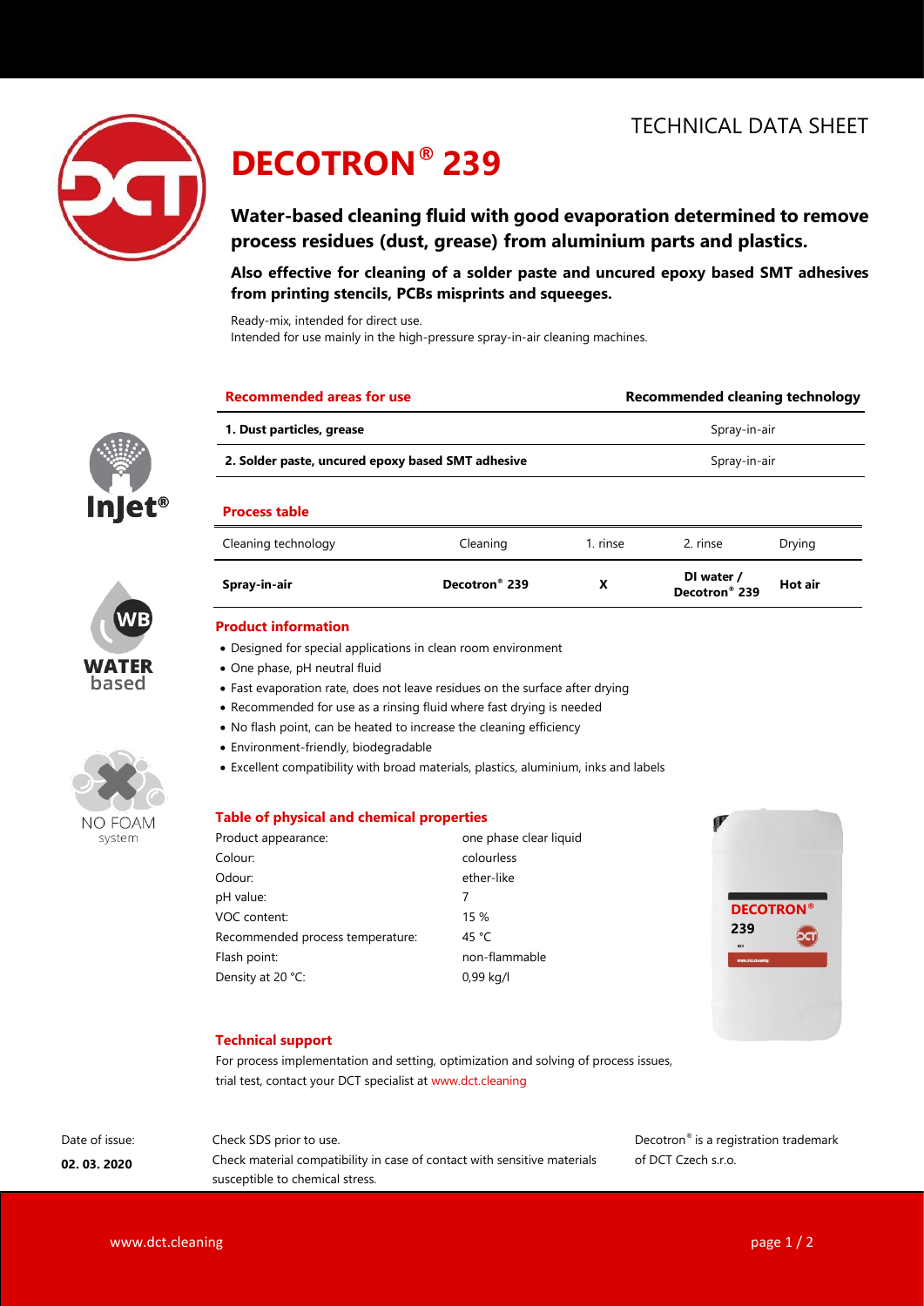TECHNICAL DATA SHEET

# DECOTRON® 239

## Water-based cleaning fluid with good evaporation determined to remove process residues (dust, grease) from aluminium parts and plastics.

**Also effective for cleaning of a solder paste and uncured epoxy based SMT adhesives from printing stencils, PCBs misprints and squeeges.**

Ready-mix, intended for direct use.
Intended for use mainly in the high-pressure spray-in-air cleaning machines.

| Recommended areas for use | Recommended cleaning technology |
|---|---|
| **1. Dust particles, grease** | Spray-in-air |
| **2. Solder paste, uncured epoxy based SMT adhesive** | Spray-in-air |

### Process table

| Cleaning technology | Cleaning | 1. rinse | 2. rinse | Drying |
|---|---|---|---|---|
| **Spray-in-air** | **Decotron® 239** | **X** | **DI water / Decotron® 239** | **Hot air** |

### Product information

- Designed for special applications in clean room environment
- One phase, pH neutral fluid
- Fast evaporation rate, does not leave residues on the surface after drying
- Recommended for use as a rinsing fluid where fast drying is needed
- No flash point, can be heated to increase the cleaning efficiency
- Environment-friendly, biodegradable
- Excellent compatibility with broad materials, plastics, aluminium, inks and labels

### Table of physical and chemical properties

| Property | Value |
|---|---|
| Product appearance: | one phase clear liquid |
| Colour: | colourless |
| Odour: | ether-like |
| pH value: | 7 |
| VOC content: | 15 % |
| Recommended process temperature: | 45 °C |
| Flash point: | non-flammable |
| Density at 20 °C: | 0,99 kg/l |

### Technical support

For process implementation and setting, optimization and solving of process issues, trial test, contact your DCT specialist at www.dct.cleaning

Date of issue: **02. 03. 2020**

Check SDS prior to use.
Check material compatibility in case of contact with sensitive materials susceptible to chemical stress.

Decotron® is a registration trademark of DCT Czech s.r.o.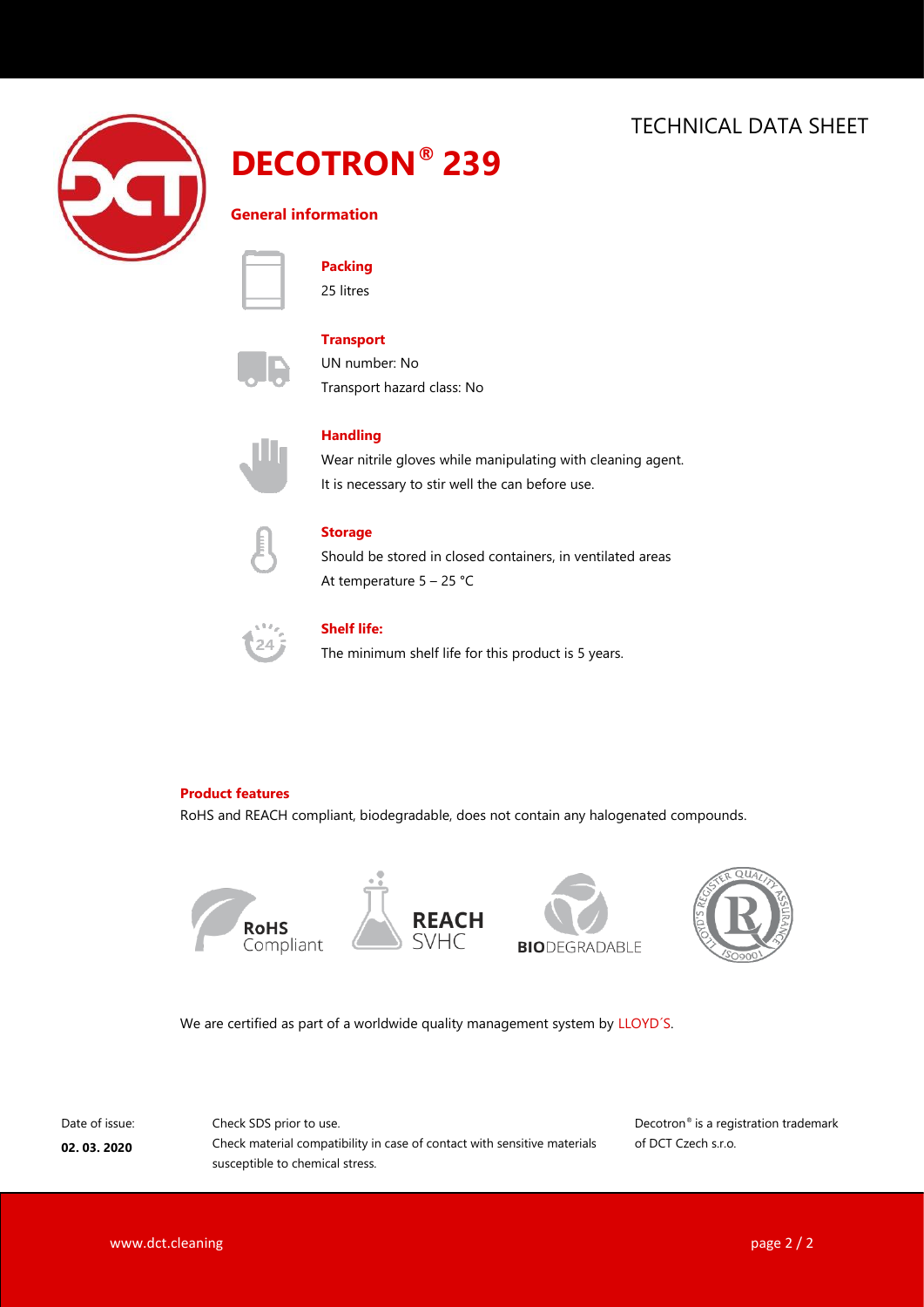TECHNICAL DATA SHEET

# DECOTRON® 239

## General information

**Packing**
25 litres

**Transport**
UN number: No
Transport hazard class: No

**Handling**
Wear nitrile gloves while manipulating with cleaning agent.
It is necessary to stir well the can before use.

**Storage**
Should be stored in closed containers, in ventilated areas
At temperature 5 – 25 °C

**Shelf life:**
The minimum shelf life for this product is 5 years.

**Product features**
RoHS and REACH compliant, biodegradable, does not contain any halogenated compounds.

RoHS Compliant

REACH SVHC

BIODEGRADABLE

We are certified as part of a worldwide quality management system by LLOYD´S.

Date of issue:
**02. 03. 2020**

Check SDS prior to use.
Check material compatibility in case of contact with sensitive materials susceptible to chemical stress.

Decotron® is a registration trademark of DCT Czech s.r.o.

www.dct.cleaning